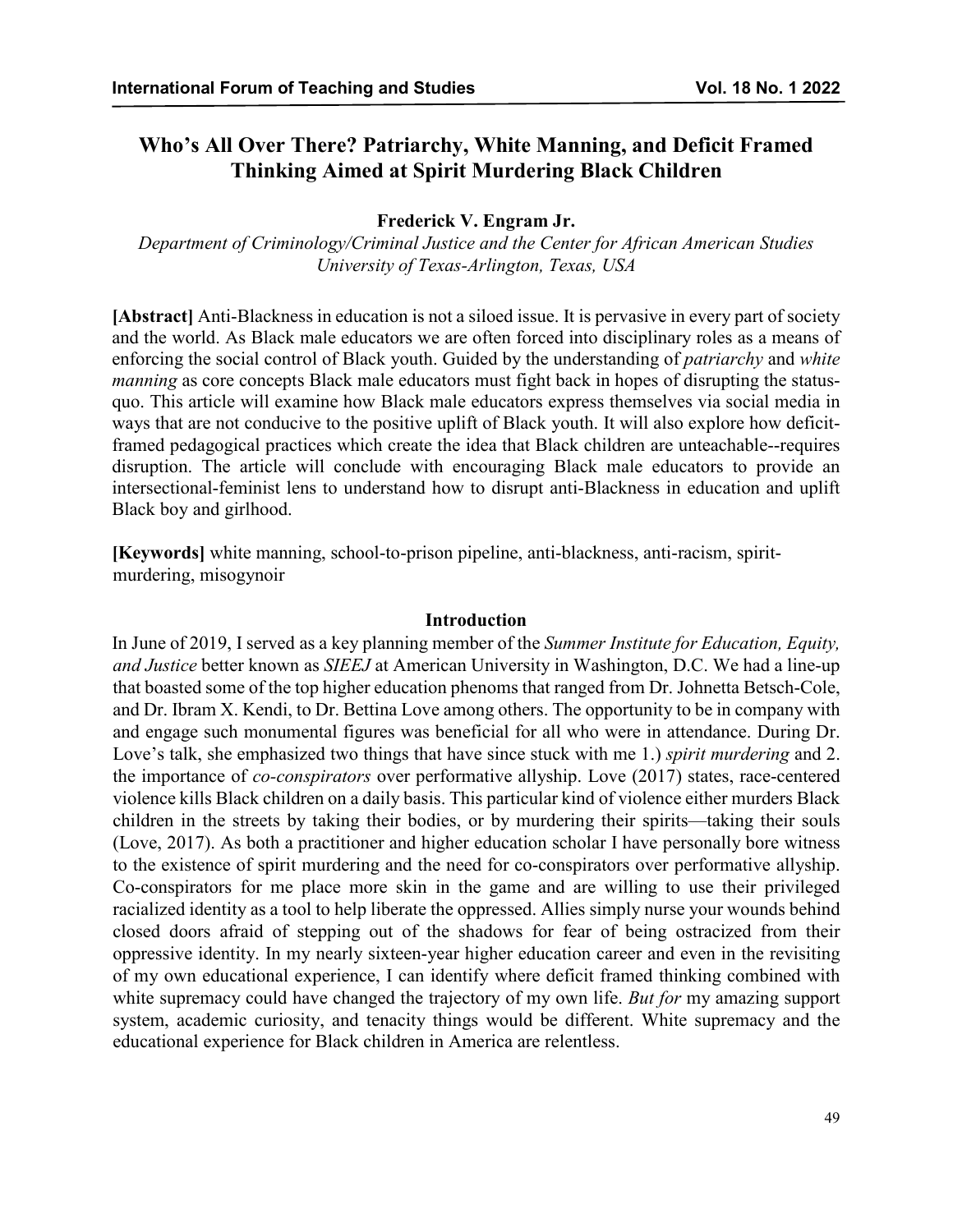# Who's All Over There? Patriarchy, White Manning, and Deficit Framed Thinking Aimed at Spirit Murdering Black Children

**Frederick V. Engram Jr.**

*Department of Criminology/Criminal Justice and the Center for African American Studies*
*University of Texas-Arlington, Texas, USA*

**[Abstract]** Anti-Blackness in education is not a siloed issue. It is pervasive in every part of society and the world. As Black male educators we are often forced into disciplinary roles as a means of enforcing the social control of Black youth. Guided by the understanding of *patriarchy* and *white manning* as core concepts Black male educators must fight back in hopes of disrupting the status-quo. This article will examine how Black male educators express themselves via social media in ways that are not conducive to the positive uplift of Black youth. It will also explore how deficit-framed pedagogical practices which create the idea that Black children are unteachable--requires disruption. The article will conclude with encouraging Black male educators to provide an intersectional-feminist lens to understand how to disrupt anti-Blackness in education and uplift Black boy and girlhood.

**[Keywords]** white manning, school-to-prison pipeline, anti-blackness, anti-racism, spirit-murdering, misogynoir

## Introduction

In June of 2019, I served as a key planning member of the *Summer Institute for Education, Equity, and Justice* better known as *SIEEJ* at American University in Washington, D.C. We had a line-up that boasted some of the top higher education phenoms that ranged from Dr. Johnetta Betsch-Cole, and Dr. Ibram X. Kendi, to Dr. Bettina Love among others. The opportunity to be in company with and engage such monumental figures was beneficial for all who were in attendance. During Dr. Love's talk, she emphasized two things that have since stuck with me 1.) *spirit murdering* and 2. the importance of *co-conspirators* over performative allyship. Love (2017) states, race-centered violence kills Black children on a daily basis. This particular kind of violence either murders Black children in the streets by taking their bodies, or by murdering their spirits—taking their souls (Love, 2017). As both a practitioner and higher education scholar I have personally bore witness to the existence of spirit murdering and the need for co-conspirators over performative allyship. Co-conspirators for me place more skin in the game and are willing to use their privileged racialized identity as a tool to help liberate the oppressed. Allies simply nurse your wounds behind closed doors afraid of stepping out of the shadows for fear of being ostracized from their oppressive identity. In my nearly sixteen-year higher education career and even in the revisiting of my own educational experience, I can identify where deficit framed thinking combined with white supremacy could have changed the trajectory of my own life. *But for* my amazing support system, academic curiosity, and tenacity things would be different. White supremacy and the educational experience for Black children in America are relentless.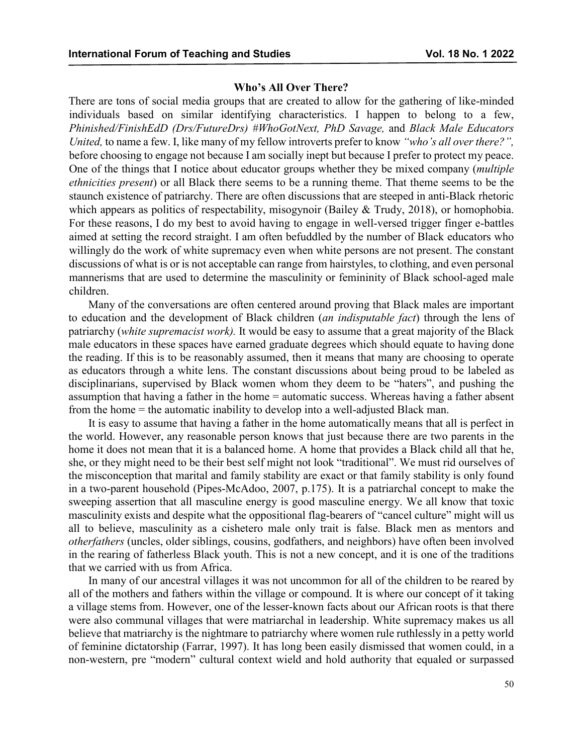**Who's All Over There?**

There are tons of social media groups that are created to allow for the gathering of like-minded individuals based on similar identifying characteristics. I happen to belong to a few, *Phinished/FinishEdD (Drs/FutureDrs) #WhoGotNext, PhD Savage,* and *Black Male Educators United,* to name a few. I, like many of my fellow introverts prefer to know *"who's all over there?",* before choosing to engage not because I am socially inept but because I prefer to protect my peace. One of the things that I notice about educator groups whether they be mixed company (*multiple ethnicities present*) or all Black there seems to be a running theme. That theme seems to be the staunch existence of patriarchy. There are often discussions that are steeped in anti-Black rhetoric which appears as politics of respectability, misogynoir (Bailey & Trudy, 2018), or homophobia. For these reasons, I do my best to avoid having to engage in well-versed trigger finger e-battles aimed at setting the record straight. I am often befuddled by the number of Black educators who willingly do the work of white supremacy even when white persons are not present. The constant discussions of what is or is not acceptable can range from hairstyles, to clothing, and even personal mannerisms that are used to determine the masculinity or femininity of Black school-aged male children.

Many of the conversations are often centered around proving that Black males are important to education and the development of Black children (*an indisputable fact*) through the lens of patriarchy (*white supremacist work).* It would be easy to assume that a great majority of the Black male educators in these spaces have earned graduate degrees which should equate to having done the reading. If this is to be reasonably assumed, then it means that many are choosing to operate as educators through a white lens. The constant discussions about being proud to be labeled as disciplinarians, supervised by Black women whom they deem to be "haters", and pushing the assumption that having a father in the home = automatic success. Whereas having a father absent from the home = the automatic inability to develop into a well-adjusted Black man.

It is easy to assume that having a father in the home automatically means that all is perfect in the world. However, any reasonable person knows that just because there are two parents in the home it does not mean that it is a balanced home. A home that provides a Black child all that he, she, or they might need to be their best self might not look "traditional". We must rid ourselves of the misconception that marital and family stability are exact or that family stability is only found in a two-parent household (Pipes-McAdoo, 2007, p.175). It is a patriarchal concept to make the sweeping assertion that all masculine energy is good masculine energy. We all know that toxic masculinity exists and despite what the oppositional flag-bearers of "cancel culture" might will us all to believe, masculinity as a cishetero male only trait is false. Black men as mentors and *otherfathers* (uncles, older siblings, cousins, godfathers, and neighbors) have often been involved in the rearing of fatherless Black youth. This is not a new concept, and it is one of the traditions that we carried with us from Africa.

In many of our ancestral villages it was not uncommon for all of the children to be reared by all of the mothers and fathers within the village or compound. It is where our concept of it taking a village stems from. However, one of the lesser-known facts about our African roots is that there were also communal villages that were matriarchal in leadership. White supremacy makes us all believe that matriarchy is the nightmare to patriarchy where women rule ruthlessly in a petty world of feminine dictatorship (Farrar, 1997). It has long been easily dismissed that women could, in a non-western, pre "modern" cultural context wield and hold authority that equaled or surpassed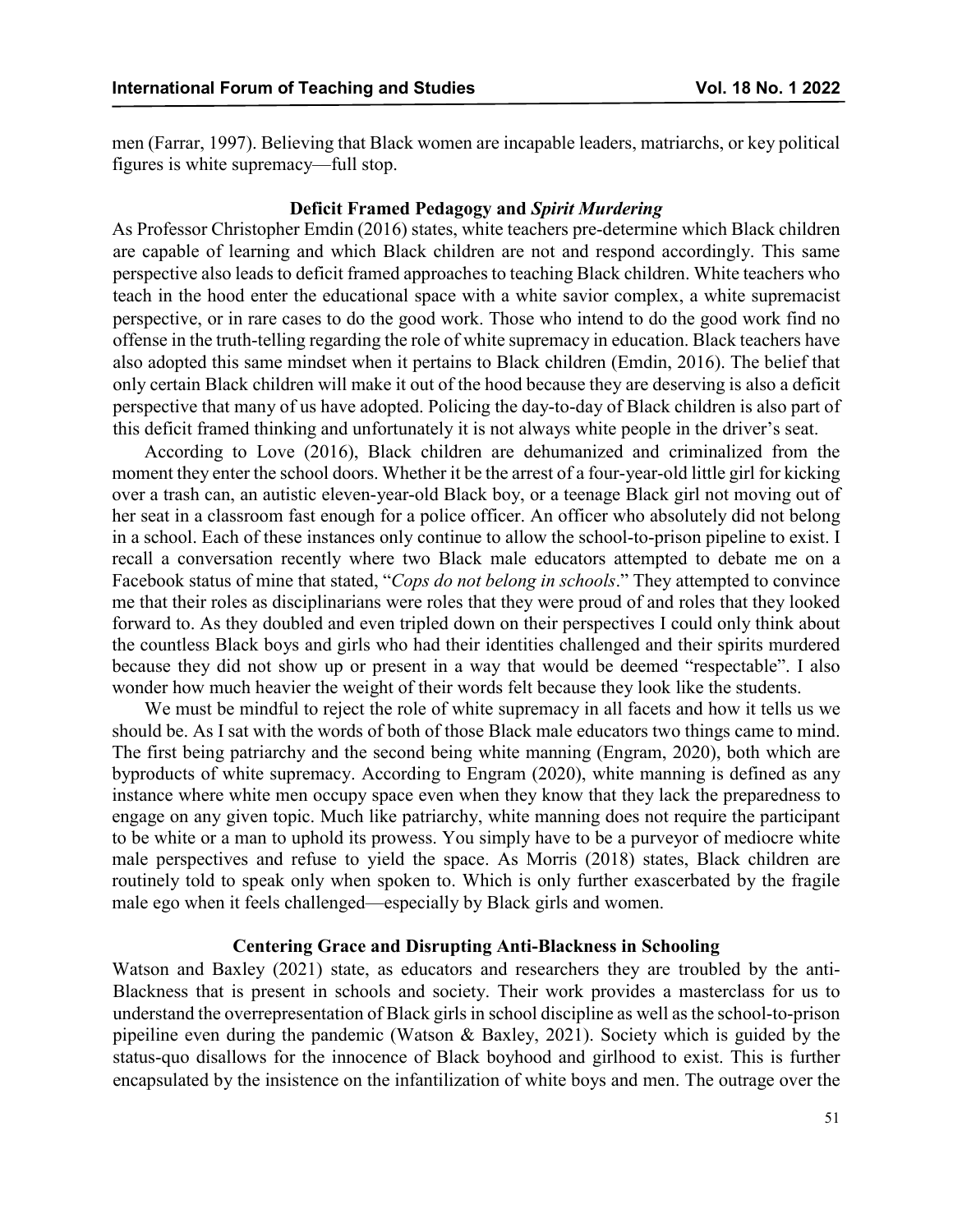men (Farrar, 1997). Believing that Black women are incapable leaders, matriarchs, or key political figures is white supremacy—full stop.

### Deficit Framed Pedagogy and *Spirit Murdering*

As Professor Christopher Emdin (2016) states, white teachers pre-determine which Black children are capable of learning and which Black children are not and respond accordingly. This same perspective also leads to deficit framed approaches to teaching Black children. White teachers who teach in the hood enter the educational space with a white savior complex, a white supremacist perspective, or in rare cases to do the good work. Those who intend to do the good work find no offense in the truth-telling regarding the role of white supremacy in education. Black teachers have also adopted this same mindset when it pertains to Black children (Emdin, 2016). The belief that only certain Black children will make it out of the hood because they are deserving is also a deficit perspective that many of us have adopted. Policing the day-to-day of Black children is also part of this deficit framed thinking and unfortunately it is not always white people in the driver's seat.

According to Love (2016), Black children are dehumanized and criminalized from the moment they enter the school doors. Whether it be the arrest of a four-year-old little girl for kicking over a trash can, an autistic eleven-year-old Black boy, or a teenage Black girl not moving out of her seat in a classroom fast enough for a police officer. An officer who absolutely did not belong in a school. Each of these instances only continue to allow the school-to-prison pipeline to exist. I recall a conversation recently where two Black male educators attempted to debate me on a Facebook status of mine that stated, "*Cops do not belong in schools*." They attempted to convince me that their roles as disciplinarians were roles that they were proud of and roles that they looked forward to. As they doubled and even tripled down on their perspectives I could only think about the countless Black boys and girls who had their identities challenged and their spirits murdered because they did not show up or present in a way that would be deemed "respectable". I also wonder how much heavier the weight of their words felt because they look like the students.

We must be mindful to reject the role of white supremacy in all facets and how it tells us we should be. As I sat with the words of both of those Black male educators two things came to mind. The first being patriarchy and the second being white manning (Engram, 2020), both which are byproducts of white supremacy. According to Engram (2020), white manning is defined as any instance where white men occupy space even when they know that they lack the preparedness to engage on any given topic. Much like patriarchy, white manning does not require the participant to be white or a man to uphold its prowess. You simply have to be a purveyor of mediocre white male perspectives and refuse to yield the space. As Morris (2018) states, Black children are routinely told to speak only when spoken to. Which is only further exacerbated by the fragile male ego when it feels challenged—especially by Black girls and women.

### Centering Grace and Disrupting Anti-Blackness in Schooling

Watson and Baxley (2021) state, as educators and researchers they are troubled by the anti-Blackness that is present in schools and society. Their work provides a masterclass for us to understand the overrepresentation of Black girls in school discipline as well as the school-to-prison pipeiline even during the pandemic (Watson & Baxley, 2021). Society which is guided by the status-quo disallows for the innocence of Black boyhood and girlhood to exist. This is further encapsulated by the insistence on the infantilization of white boys and men. The outrage over the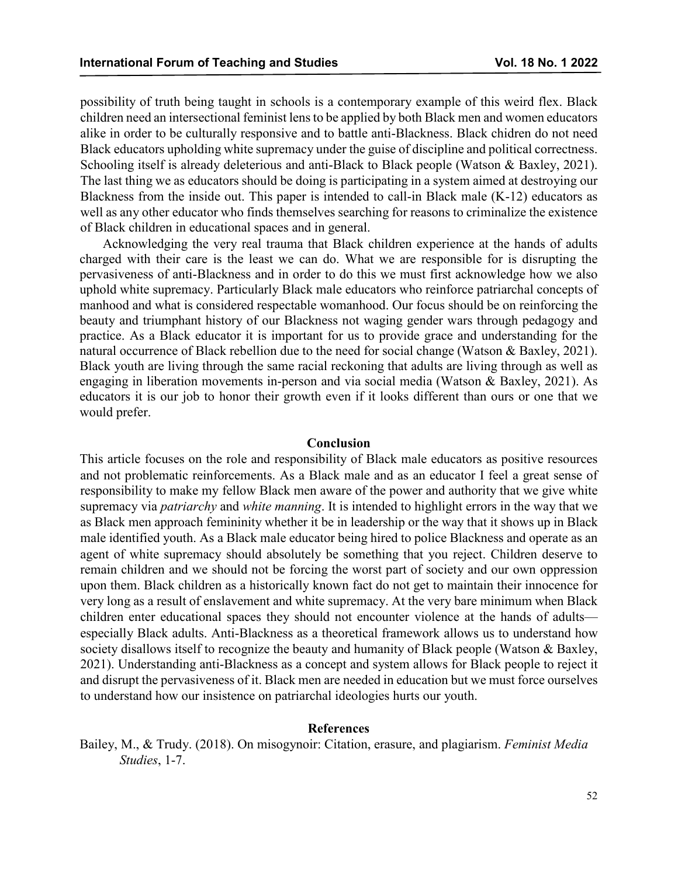possibility of truth being taught in schools is a contemporary example of this weird flex. Black children need an intersectional feminist lens to be applied by both Black men and women educators alike in order to be culturally responsive and to battle anti-Blackness. Black chidren do not need Black educators upholding white supremacy under the guise of discipline and political correctness. Schooling itself is already deleterious and anti-Black to Black people (Watson & Baxley, 2021). The last thing we as educators should be doing is participating in a system aimed at destroying our Blackness from the inside out. This paper is intended to call-in Black male (K-12) educators as well as any other educator who finds themselves searching for reasons to criminalize the existence of Black children in educational spaces and in general.

Acknowledging the very real trauma that Black children experience at the hands of adults charged with their care is the least we can do. What we are responsible for is disrupting the pervasiveness of anti-Blackness and in order to do this we must first acknowledge how we also uphold white supremacy. Particularly Black male educators who reinforce patriarchal concepts of manhood and what is considered respectable womanhood. Our focus should be on reinforcing the beauty and triumphant history of our Blackness not waging gender wars through pedagogy and practice. As a Black educator it is important for us to provide grace and understanding for the natural occurrence of Black rebellion due to the need for social change (Watson & Baxley, 2021). Black youth are living through the same racial reckoning that adults are living through as well as engaging in liberation movements in-person and via social media (Watson & Baxley, 2021). As educators it is our job to honor their growth even if it looks different than ours or one that we would prefer.

## Conclusion

This article focuses on the role and responsibility of Black male educators as positive resources and not problematic reinforcements. As a Black male and as an educator I feel a great sense of responsibility to make my fellow Black men aware of the power and authority that we give white supremacy via *patriarchy* and *white manning*. It is intended to highlight errors in the way that we as Black men approach femininity whether it be in leadership or the way that it shows up in Black male identified youth. As a Black male educator being hired to police Blackness and operate as an agent of white supremacy should absolutely be something that you reject. Children deserve to remain children and we should not be forcing the worst part of society and our own oppression upon them. Black children as a historically known fact do not get to maintain their innocence for very long as a result of enslavement and white supremacy. At the very bare minimum when Black children enter educational spaces they should not encounter violence at the hands of adults—especially Black adults. Anti-Blackness as a theoretical framework allows us to understand how society disallows itself to recognize the beauty and humanity of Black people (Watson & Baxley, 2021). Understanding anti-Blackness as a concept and system allows for Black people to reject it and disrupt the pervasiveness of it. Black men are needed in education but we must force ourselves to understand how our insistence on patriarchal ideologies hurts our youth.

## References

Bailey, M., & Trudy. (2018). On misogynoir: Citation, erasure, and plagiarism. *Feminist Media Studies*, 1-7.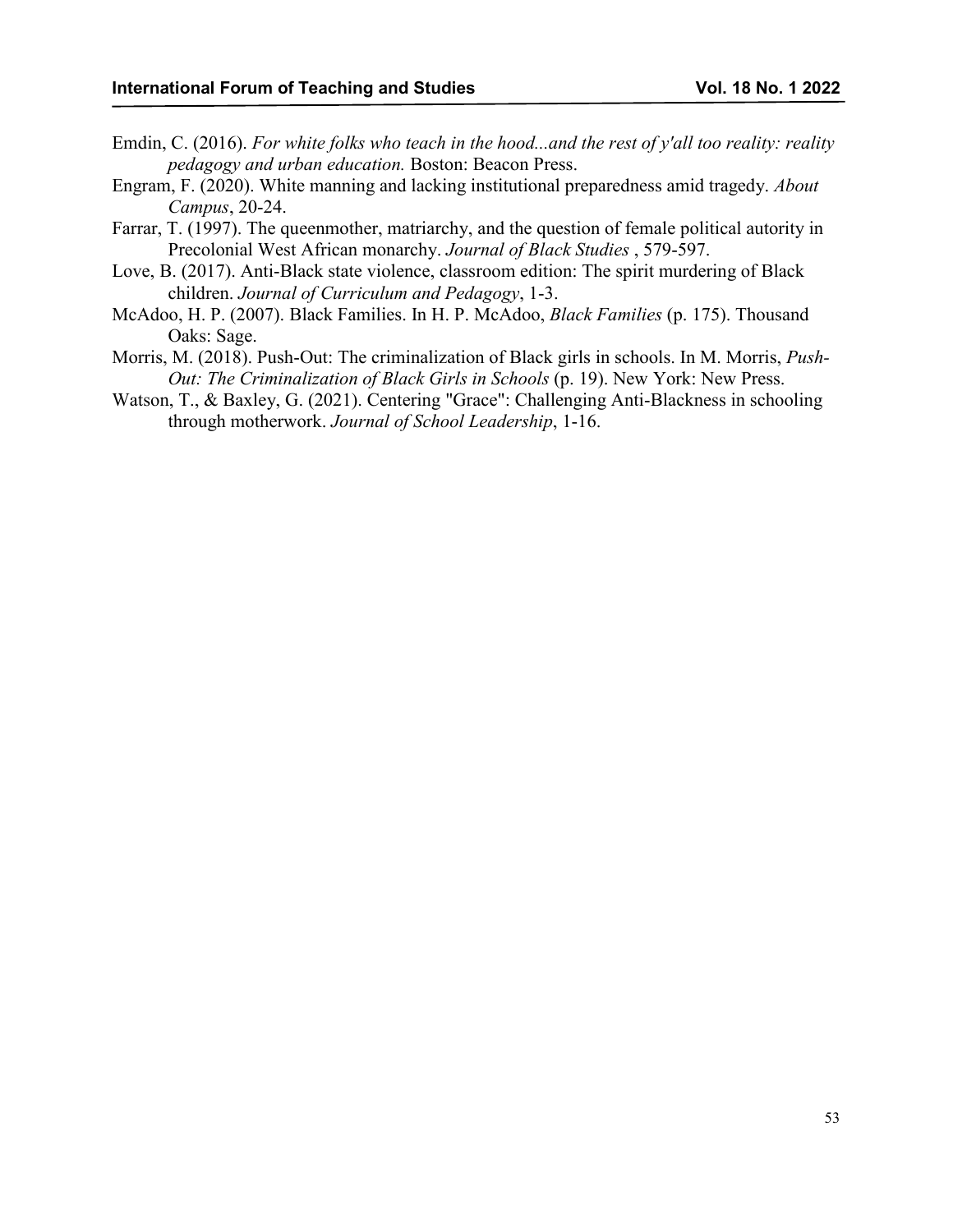Emdin, C. (2016). *For white folks who teach in the hood...and the rest of y'all too reality: reality pedagogy and urban education.* Boston: Beacon Press.

Engram, F. (2020). White manning and lacking institutional preparedness amid tragedy. *About Campus*, 20-24.

Farrar, T. (1997). The queenmother, matriarchy, and the question of female political autority in Precolonial West African monarchy. *Journal of Black Studies* , 579-597.

Love, B. (2017). Anti-Black state violence, classroom edition: The spirit murdering of Black children. *Journal of Curriculum and Pedagogy*, 1-3.

McAdoo, H. P. (2007). Black Families. In H. P. McAdoo, *Black Families* (p. 175). Thousand Oaks: Sage.

Morris, M. (2018). Push-Out: The criminalization of Black girls in schools. In M. Morris, *Push-Out: The Criminalization of Black Girls in Schools* (p. 19). New York: New Press.

Watson, T., & Baxley, G. (2021). Centering "Grace": Challenging Anti-Blackness in schooling through motherwork. *Journal of School Leadership*, 1-16.